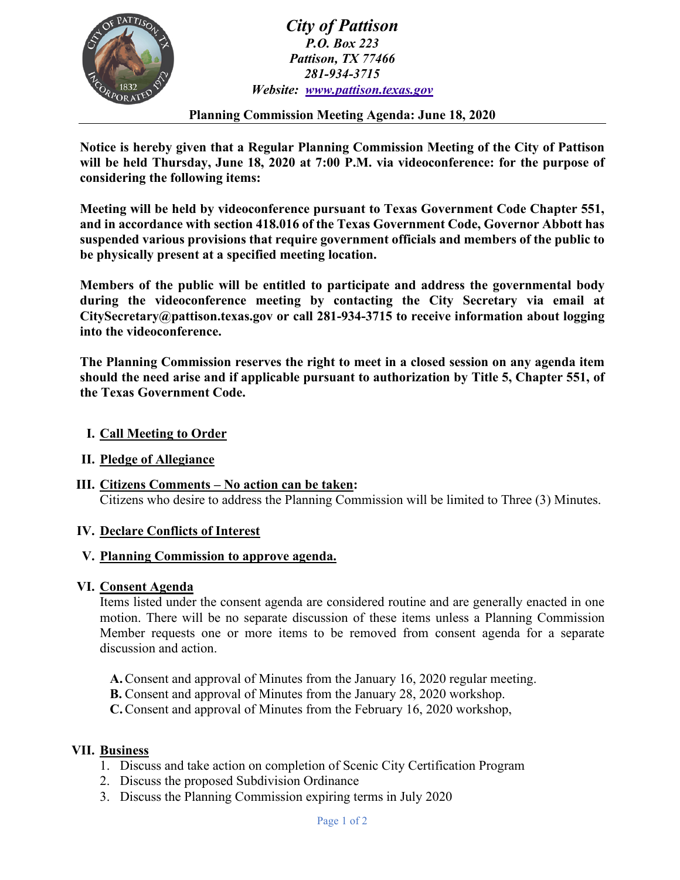# *City of Pattison*

***P.O. Box 223***
***Pattison, TX 77466***
***281-934-3715***
***Website: [www.pattison.texas.gov](http://www.pattison.texas.gov)***

**Planning Commission Meeting Agenda: June 18, 2020**

**Notice is hereby given that a Regular Planning Commission Meeting of the City of Pattison will be held Thursday, June 18, 2020 at 7:00 P.M. via videoconference: for the purpose of considering the following items:**

**Meeting will be held by videoconference pursuant to Texas Government Code Chapter 551, and in accordance with section 418.016 of the Texas Government Code, Governor Abbott has suspended various provisions that require government officials and members of the public to be physically present at a specified meeting location.**

**Members of the public will be entitled to participate and address the governmental body during the videoconference meeting by contacting the City Secretary via email at CitySecretary@pattison.texas.gov or call 281-934-3715 to receive information about logging into the videoconference.**

**The Planning Commission reserves the right to meet in a closed session on any agenda item should the need arise and if applicable pursuant to authorization by Title 5, Chapter 551, of the Texas Government Code.**

I. **Call Meeting to Order**

II. **Pledge of Allegiance**

III. **Citizens Comments – No action can be taken:**
Citizens who desire to address the Planning Commission will be limited to Three (3) Minutes.

IV. **Declare Conflicts of Interest**

V. **Planning Commission to approve agenda.**

VI. **Consent Agenda**
Items listed under the consent agenda are considered routine and are generally enacted in one motion. There will be no separate discussion of these items unless a Planning Commission Member requests one or more items to be removed from consent agenda for a separate discussion and action.

- **A.** Consent and approval of Minutes from the January 16, 2020 regular meeting.
- **B.** Consent and approval of Minutes from the January 28, 2020 workshop.
- **C.** Consent and approval of Minutes from the February 16, 2020 workshop,

VII. **Business**

1. Discuss and take action on completion of Scenic City Certification Program
2. Discuss the proposed Subdivision Ordinance
3. Discuss the Planning Commission expiring terms in July 2020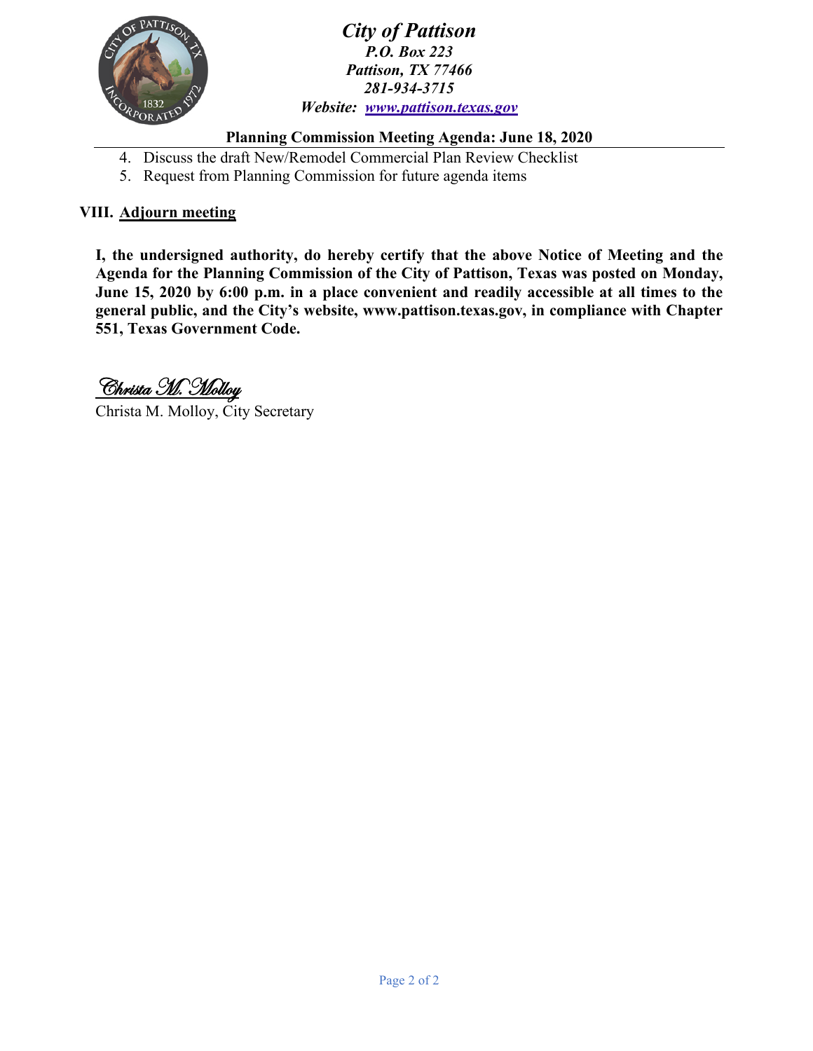4. Discuss the draft New/Remodel Commercial Plan Review Checklist
5. Request from Planning Commission for future agenda items

**VIII. Adjourn meeting**

**I, the undersigned authority, do hereby certify that the above Notice of Meeting and the Agenda for the Planning Commission of the City of Pattison, Texas was posted on Monday, June 15, 2020 by 6:00 p.m. in a place convenient and readily accessible at all times to the general public, and the City's website, www.pattison.texas.gov, in compliance with Chapter 551, Texas Government Code.**

*Christa M. Molloy*

Christa M. Molloy, City Secretary